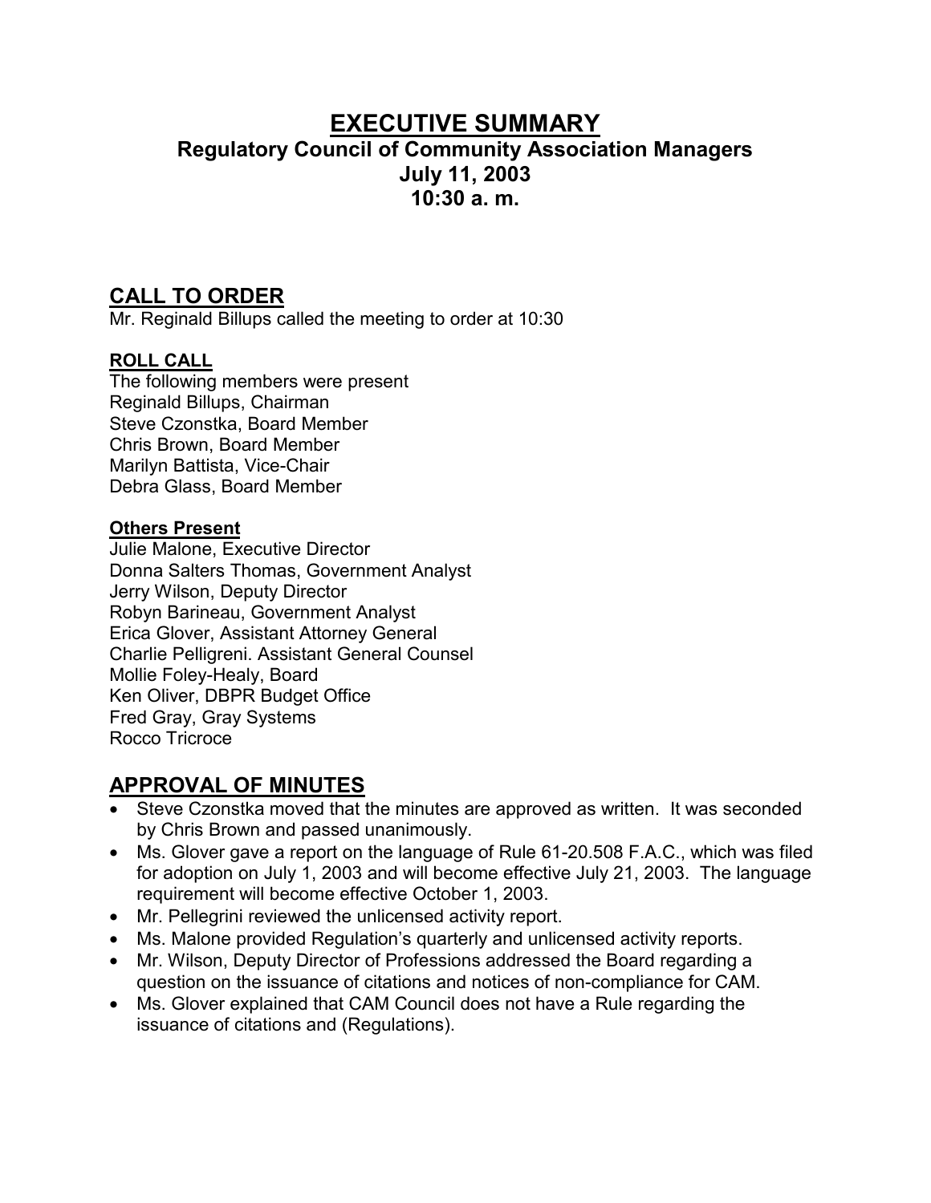# EXECUTIVE SUMMARY

## Regulatory Council of Community Association Managers
## July 11, 2003
## 10:30 a. m.

## CALL TO ORDER

Mr. Reginald Billups called the meeting to order at 10:30

### ROLL CALL

The following members were present
Reginald Billups, Chairman
Steve Czonstka, Board Member
Chris Brown, Board Member
Marilyn Battista, Vice-Chair
Debra Glass, Board Member

### Others Present

Julie Malone, Executive Director
Donna Salters Thomas, Government Analyst
Jerry Wilson, Deputy Director
Robyn Barineau, Government Analyst
Erica Glover, Assistant Attorney General
Charlie Pelligreni. Assistant General Counsel
Mollie Foley-Healy, Board
Ken Oliver, DBPR Budget Office
Fred Gray, Gray Systems
Rocco Tricroce

## APPROVAL OF MINUTES

- Steve Czonstka moved that the minutes are approved as written. It was seconded by Chris Brown and passed unanimously.
- Ms. Glover gave a report on the language of Rule 61-20.508 F.A.C., which was filed for adoption on July 1, 2003 and will become effective July 21, 2003. The language requirement will become effective October 1, 2003.
- Mr. Pellegrini reviewed the unlicensed activity report.
- Ms. Malone provided Regulation's quarterly and unlicensed activity reports.
- Mr. Wilson, Deputy Director of Professions addressed the Board regarding a question on the issuance of citations and notices of non-compliance for CAM.
- Ms. Glover explained that CAM Council does not have a Rule regarding the issuance of citations and (Regulations).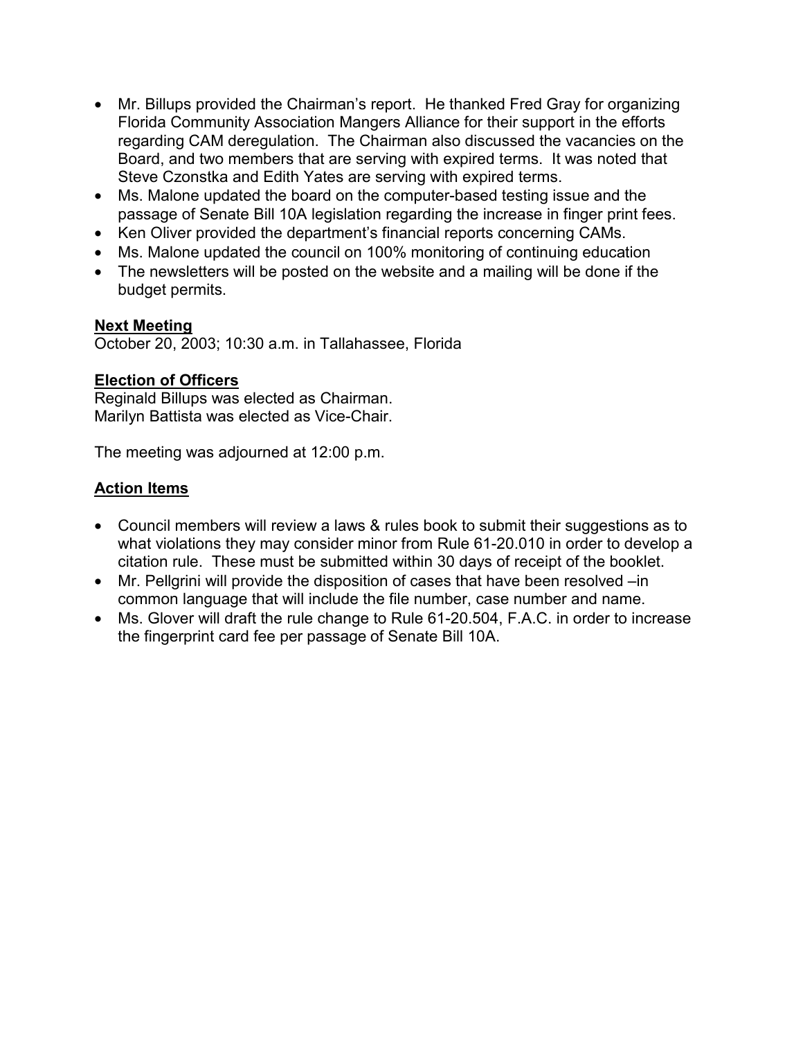- Mr. Billups provided the Chairman's report. He thanked Fred Gray for organizing Florida Community Association Mangers Alliance for their support in the efforts regarding CAM deregulation. The Chairman also discussed the vacancies on the Board, and two members that are serving with expired terms. It was noted that Steve Czonstka and Edith Yates are serving with expired terms.
- Ms. Malone updated the board on the computer-based testing issue and the passage of Senate Bill 10A legislation regarding the increase in finger print fees.
- Ken Oliver provided the department's financial reports concerning CAMs.
- Ms. Malone updated the council on 100% monitoring of continuing education
- The newsletters will be posted on the website and a mailing will be done if the budget permits.

**Next Meeting**

October 20, 2003; 10:30 a.m. in Tallahassee, Florida

**Election of Officers**

Reginald Billups was elected as Chairman.
Marilyn Battista was elected as Vice-Chair.

The meeting was adjourned at 12:00 p.m.

**Action Items**

- Council members will review a laws & rules book to submit their suggestions as to what violations they may consider minor from Rule 61-20.010 in order to develop a citation rule. These must be submitted within 30 days of receipt of the booklet.
- Mr. Pellgrini will provide the disposition of cases that have been resolved –in common language that will include the file number, case number and name.
- Ms. Glover will draft the rule change to Rule 61-20.504, F.A.C. in order to increase the fingerprint card fee per passage of Senate Bill 10A.